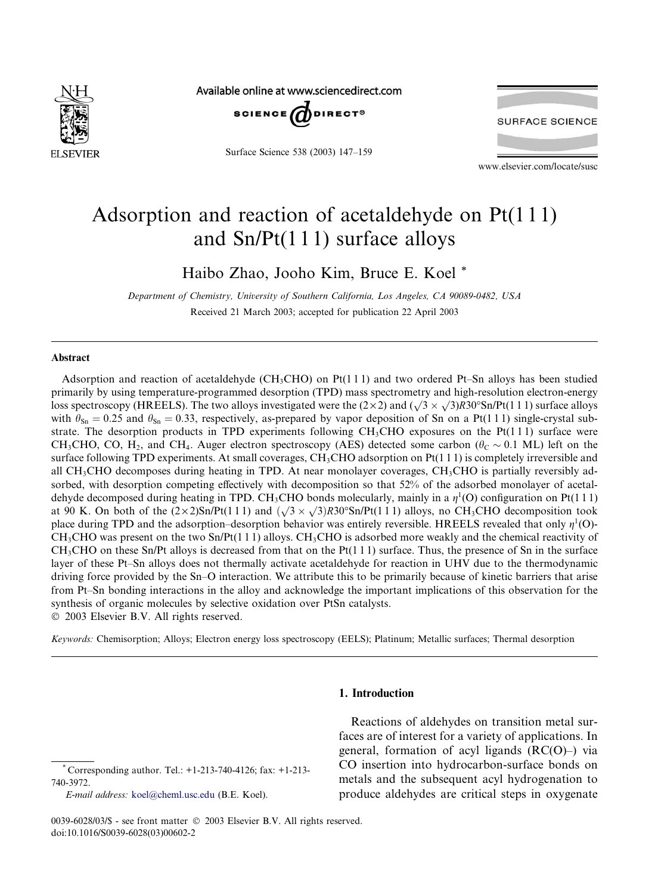# Adsorption and reaction of acetaldehyde on Pt(1 1 1) and Sn/Pt(1 1 1) surface alloys

Haibo Zhao, Jooho Kim, Bruce E. Koel *

*Department of Chemistry, University of Southern California, Los Angeles, CA 90089-0482, USA*

Received 21 March 2003; accepted for publication 22 April 2003

## Abstract

Adsorption and reaction of acetaldehyde ($CH_3CHO$) on Pt(1 1 1) and two ordered Pt–Sn alloys has been studied primarily by using temperature-programmed desorption (TPD) mass spectrometry and high-resolution electron-energy loss spectroscopy (HREELS). The two alloys investigated were the (2×2) and ($\sqrt{3} \times \sqrt{3}$)$R30°$Sn/Pt(1 1 1) surface alloys with $\theta_{Sn} = 0.25$ and $\theta_{Sn} = 0.33$, respectively, as-prepared by vapor deposition of Sn on a Pt(1 1 1) single-crystal substrate. The desorption products in TPD experiments following $CH_3CHO$ exposures on the Pt(1 1 1) surface were $CH_3CHO$, CO, $H_2$, and $CH_4$. Auger electron spectroscopy (AES) detected some carbon ($\theta_C \sim 0.1$ ML) left on the surface following TPD experiments. At small coverages, $CH_3CHO$ adsorption on Pt(1 1 1) is completely irreversible and all $CH_3CHO$ decomposes during heating in TPD. At near monolayer coverages, $CH_3CHO$ is partially reversibly adsorbed, with desorption competing effectively with decomposition so that 52% of the adsorbed monolayer of acetaldehyde decomposed during heating in TPD. $CH_3CHO$ bonds molecularly, mainly in a $\eta^1$(O) configuration on Pt(1 1 1) at 90 K. On both of the (2×2)Sn/Pt(1 1 1) and ($\sqrt{3} \times \sqrt{3}$)$R30°$Sn/Pt(1 1 1) alloys, no $CH_3CHO$ decomposition took place during TPD and the adsorption–desorption behavior was entirely reversible. HREELS revealed that only $\eta^1$(O)-$CH_3CHO$ was present on the two Sn/Pt(1 1 1) alloys. $CH_3CHO$ is adsorbed more weakly and the chemical reactivity of $CH_3CHO$ on these Sn/Pt alloys is decreased from that on the Pt(1 1 1) surface. Thus, the presence of Sn in the surface layer of these Pt–Sn alloys does not thermally activate acetaldehyde for reaction in UHV due to the thermodynamic driving force provided by the Sn–O interaction. We attribute this to be primarily because of kinetic barriers that arise from Pt–Sn bonding interactions in the alloy and acknowledge the important implications of this observation for the synthesis of organic molecules by selective oxidation over PtSn catalysts.

© 2003 Elsevier B.V. All rights reserved.

*Keywords:* Chemisorption; Alloys; Electron energy loss spectroscopy (EELS); Platinum; Metallic surfaces; Thermal desorption

## 1. Introduction

Reactions of aldehydes on transition metal surfaces are of interest for a variety of applications. In general, formation of acyl ligands (RC(O)–) via CO insertion into hydrocarbon-surface bonds on metals and the subsequent acyl hydrogenation to produce aldehydes are critical steps in oxygenate

* Corresponding author. Tel.: +1-213-740-4126; fax: +1-213-740-3972.
*E-mail address:* koel@cheml.usc.edu (B.E. Koel).

0039-6028/03/$ - see front matter © 2003 Elsevier B.V. All rights reserved.
doi:10.1016/S0039-6028(03)00602-2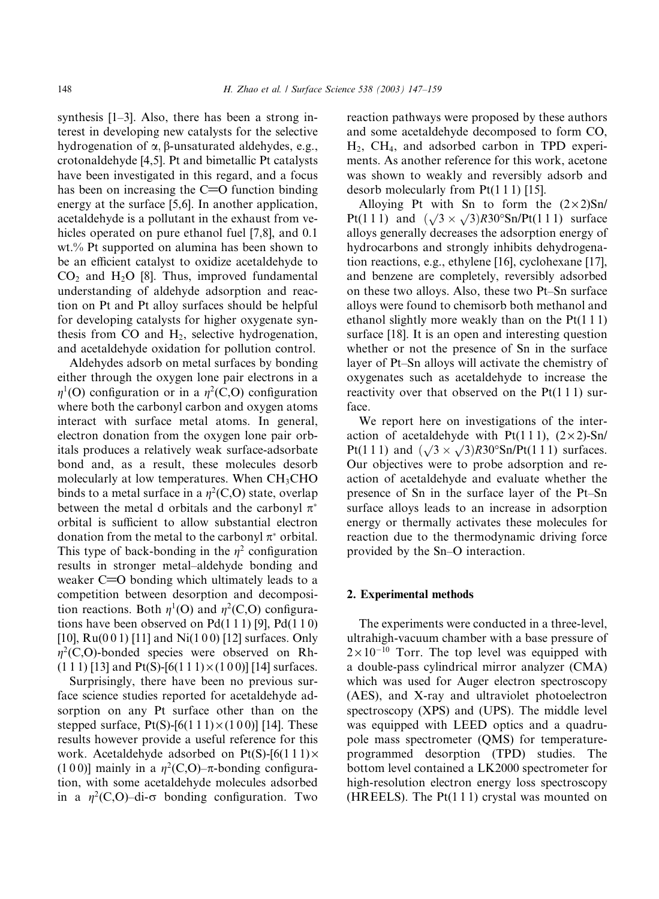synthesis [1–3]. Also, there has been a strong interest in developing new catalysts for the selective hydrogenation of α, β-unsaturated aldehydes, e.g., crotonaldehyde [4,5]. Pt and bimetallic Pt catalysts have been investigated in this regard, and a focus has been on increasing the C=O function binding energy at the surface [5,6]. In another application, acetaldehyde is a pollutant in the exhaust from vehicles operated on pure ethanol fuel [7,8], and 0.1 wt.% Pt supported on alumina has been shown to be an efficient catalyst to oxidize acetaldehyde to $CO_2$ and $H_2O$ [8]. Thus, improved fundamental understanding of aldehyde adsorption and reaction on Pt and Pt alloy surfaces should be helpful for developing catalysts for higher oxygenate synthesis from CO and $H_2$, selective hydrogenation, and acetaldehyde oxidation for pollution control.

Aldehydes adsorb on metal surfaces by bonding either through the oxygen lone pair electrons in a $\eta^1$(O) configuration or in a $\eta^2$(C,O) configuration where both the carbonyl carbon and oxygen atoms interact with surface metal atoms. In general, electron donation from the oxygen lone pair orbitals produces a relatively weak surface-adsorbate bond and, as a result, these molecules desorb molecularly at low temperatures. When $CH_3CHO$ binds to a metal surface in a $\eta^2$(C,O) state, overlap between the metal d orbitals and the carbonyl $\pi^*$ orbital is sufficient to allow substantial electron donation from the metal to the carbonyl $\pi^*$ orbital. This type of back-bonding in the $\eta^2$ configuration results in stronger metal–aldehyde bonding and weaker C=O bonding which ultimately leads to a competition between desorption and decomposition reactions. Both $\eta^1$(O) and $\eta^2$(C,O) configurations have been observed on Pd(1 1 1) [9], Pd(1 1 0) [10], Ru(0 0 1) [11] and Ni(1 0 0) [12] surfaces. Only $\eta^2$(C,O)-bonded species were observed on Rh-(1 1 1) [13] and Pt(S)-[6(1 1 1)×(1 0 0)] [14] surfaces.

Surprisingly, there have been no previous surface science studies reported for acetaldehyde adsorption on any Pt surface other than on the stepped surface, Pt(S)-[6(1 1 1)×(1 0 0)] [14]. These results however provide a useful reference for this work. Acetaldehyde adsorbed on Pt(S)-[6(1 1 1)×(1 0 0)] mainly in a $\eta^2$(C,O)–π-bonding configuration, with some acetaldehyde molecules adsorbed in a $\eta^2$(C,O)–di-σ bonding configuration. Two reaction pathways were proposed by these authors and some acetaldehyde decomposed to form CO, $H_2$, $CH_4$, and adsorbed carbon in TPD experiments. As another reference for this work, acetone was shown to weakly and reversibly adsorb and desorb molecularly from Pt(1 1 1) [15].

Alloying Pt with Sn to form the (2×2)Sn/Pt(1 1 1) and $(\sqrt{3}\times\sqrt{3})R30°$Sn/Pt(1 1 1) surface alloys generally decreases the adsorption energy of hydrocarbons and strongly inhibits dehydrogenation reactions, e.g., ethylene [16], cyclohexane [17], and benzene are completely, reversibly adsorbed on these two alloys. Also, these two Pt–Sn surface alloys were found to chemisorb both methanol and ethanol slightly more weakly than on the Pt(1 1 1) surface [18]. It is an open and interesting question whether or not the presence of Sn in the surface layer of Pt–Sn alloys will activate the chemistry of oxygenates such as acetaldehyde to increase the reactivity over that observed on the Pt(1 1 1) surface.

We report here on investigations of the interaction of acetaldehyde with Pt(1 1 1), (2×2)-Sn/Pt(1 1 1) and $(\sqrt{3}\times\sqrt{3})R30°$Sn/Pt(1 1 1) surfaces. Our objectives were to probe adsorption and reaction of acetaldehyde and evaluate whether the presence of Sn in the surface layer of the Pt–Sn surface alloys leads to an increase in adsorption energy or thermally activates these molecules for reaction due to the thermodynamic driving force provided by the Sn–O interaction.

## 2. Experimental methods

The experiments were conducted in a three-level, ultrahigh-vacuum chamber with a base pressure of $2\times10^{-10}$ Torr. The top level was equipped with a double-pass cylindrical mirror analyzer (CMA) which was used for Auger electron spectroscopy (AES), and X-ray and ultraviolet photoelectron spectroscopy (XPS) and (UPS). The middle level was equipped with LEED optics and a quadrupole mass spectrometer (QMS) for temperature-programmed desorption (TPD) studies. The bottom level contained a LK2000 spectrometer for high-resolution electron energy loss spectroscopy (HREELS). The Pt(1 1 1) crystal was mounted on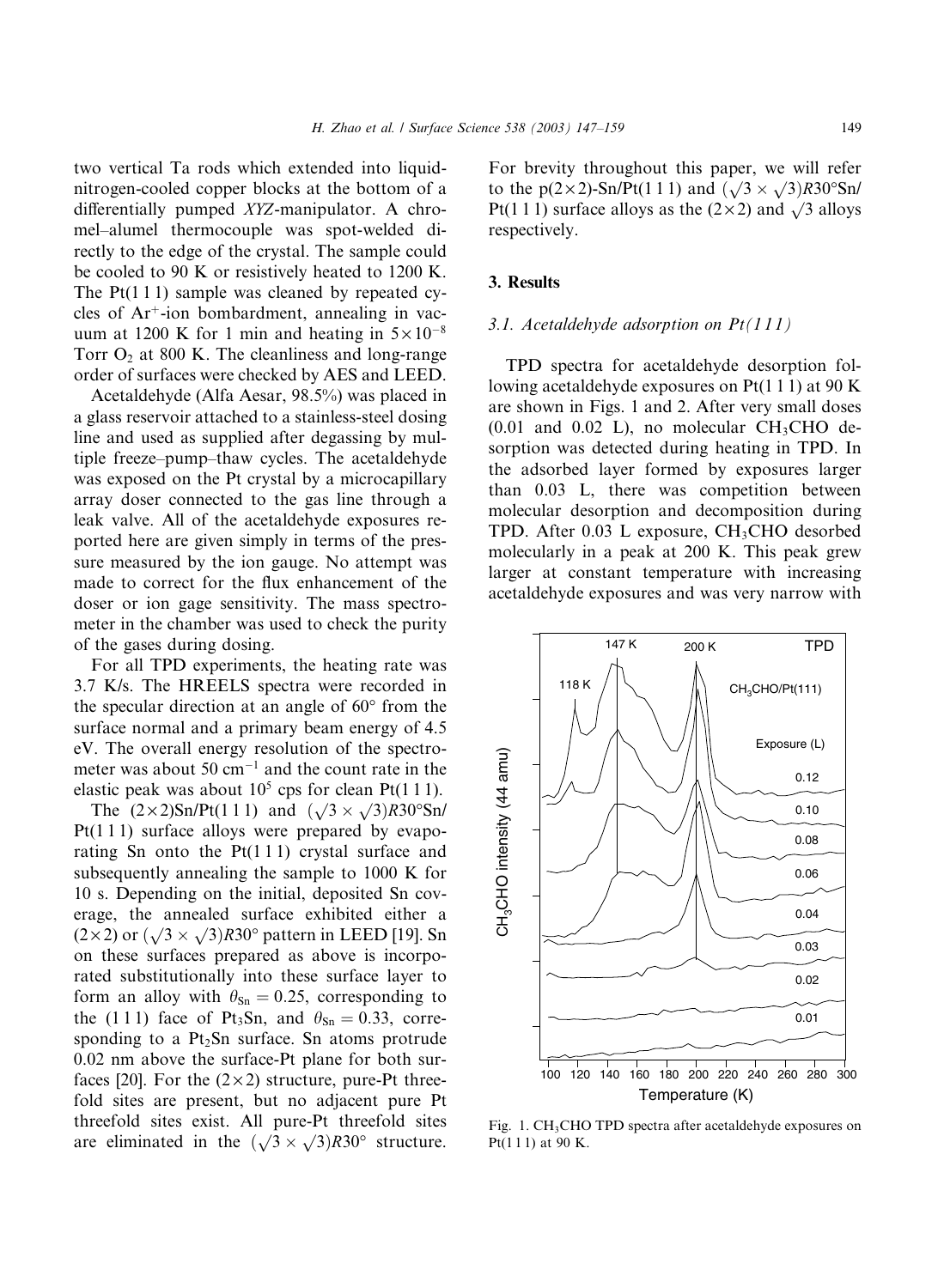two vertical Ta rods which extended into liquid-nitrogen-cooled copper blocks at the bottom of a differentially pumped *XYZ*-manipulator. A chromel–alumel thermocouple was spot-welded directly to the edge of the crystal. The sample could be cooled to 90 K or resistively heated to 1200 K. The Pt(1 1 1) sample was cleaned by repeated cycles of $Ar^+$-ion bombardment, annealing in vacuum at 1200 K for 1 min and heating in $5\times10^{-8}$ Torr $O_2$ at 800 K. The cleanliness and long-range order of surfaces were checked by AES and LEED.

Acetaldehyde (Alfa Aesar, 98.5%) was placed in a glass reservoir attached to a stainless-steel dosing line and used as supplied after degassing by multiple freeze–pump–thaw cycles. The acetaldehyde was exposed on the Pt crystal by a microcapillary array doser connected to the gas line through a leak valve. All of the acetaldehyde exposures reported here are given simply in terms of the pressure measured by the ion gauge. No attempt was made to correct for the flux enhancement of the doser or ion gage sensitivity. The mass spectrometer in the chamber was used to check the purity of the gases during dosing.

For all TPD experiments, the heating rate was 3.7 K/s. The HREELS spectra were recorded in the specular direction at an angle of 60° from the surface normal and a primary beam energy of 4.5 eV. The overall energy resolution of the spectrometer was about 50 $cm^{-1}$ and the count rate in the elastic peak was about $10^5$ cps for clean Pt(1 1 1).

The $(2\times2)$Sn/Pt(1 1 1) and $(\sqrt{3}\times\sqrt{3})R30°$Sn/Pt(1 1 1) surface alloys were prepared by evaporating Sn onto the Pt(1 1 1) crystal surface and subsequently annealing the sample to 1000 K for 10 s. Depending on the initial, deposited Sn coverage, the annealed surface exhibited either a $(2\times2)$ or $(\sqrt{3}\times\sqrt{3})R30°$ pattern in LEED [19]. Sn on these surfaces prepared as above is incorporated substitutionally into these surface layer to form an alloy with $\theta_{Sn} = 0.25$, corresponding to the (1 1 1) face of $Pt_3Sn$, and $\theta_{Sn} = 0.33$, corresponding to a $Pt_2Sn$ surface. Sn atoms protrude 0.02 nm above the surface-Pt plane for both surfaces [20]. For the $(2\times2)$ structure, pure-Pt threefold sites are present, but no adjacent pure Pt threefold sites exist. All pure-Pt threefold sites are eliminated in the $(\sqrt{3}\times\sqrt{3})R30°$ structure. For brevity throughout this paper, we will refer to the p$(2\times2)$-Sn/Pt(1 1 1) and $(\sqrt{3}\times\sqrt{3})R30°$Sn/Pt(1 1 1) surface alloys as the $(2\times2)$ and $\sqrt{3}$ alloys respectively.

## 3. Results

### 3.1. Acetaldehyde adsorption on Pt(1 1 1)

TPD spectra for acetaldehyde desorption following acetaldehyde exposures on Pt(1 1 1) at 90 K are shown in Figs. 1 and 2. After very small doses (0.01 and 0.02 L), no molecular $CH_3CHO$ desorption was detected during heating in TPD. In the adsorbed layer formed by exposures larger than 0.03 L, there was competition between molecular desorption and decomposition during TPD. After 0.03 L exposure, $CH_3CHO$ desorbed molecularly in a peak at 200 K. This peak grew larger at constant temperature with increasing acetaldehyde exposures and was very narrow with

Fig. 1. $CH_3CHO$ TPD spectra after acetaldehyde exposures on Pt(1 1 1) at 90 K.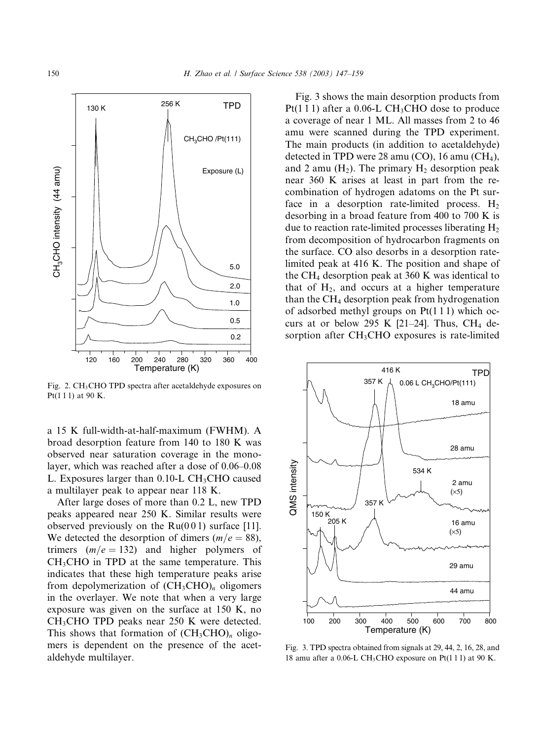Fig. 2. $CH_3CHO$ TPD spectra after acetaldehyde exposures on Pt(1 1 1) at 90 K.

a 15 K full-width-at-half-maximum (FWHM). A broad desorption feature from 140 to 180 K was observed near saturation coverage in the monolayer, which was reached after a dose of 0.06–0.08 L. Exposures larger than 0.10-L $CH_3CHO$ caused a multilayer peak to appear near 118 K.

After large doses of more than 0.2 L, new TPD peaks appeared near 250 K. Similar results were observed previously on the Ru(0 0 1) surface [11]. We detected the desorption of dimers ($m/e = 88$), trimers ($m/e = 132$) and higher polymers of $CH_3CHO$ in TPD at the same temperature. This indicates that these high temperature peaks arise from depolymerization of $(CH_3CHO)_n$ oligomers in the overlayer. We note that when a very large exposure was given on the surface at 150 K, no $CH_3CHO$ TPD peaks near 250 K were detected. This shows that formation of $(CH_3CHO)_n$ oligomers is dependent on the presence of the acetaldehyde multilayer.

Fig. 3 shows the main desorption products from Pt(1 1 1) after a 0.06-L $CH_3CHO$ dose to produce a coverage of near 1 ML. All masses from 2 to 46 amu were scanned during the TPD experiment. The main products (in addition to acetaldehyde) detected in TPD were 28 amu (CO), 16 amu ($CH_4$), and 2 amu ($H_2$). The primary $H_2$ desorption peak near 360 K arises at least in part from the recombination of hydrogen adatoms on the Pt surface in a desorption rate-limited process. $H_2$ desorbing in a broad feature from 400 to 700 K is due to reaction rate-limited processes liberating $H_2$ from decomposition of hydrocarbon fragments on the surface. CO also desorbs in a desorption rate-limited peak at 416 K. The position and shape of the $CH_4$ desorption peak at 360 K was identical to that of $H_2$, and occurs at a higher temperature than the $CH_4$ desorption peak from hydrogenation of adsorbed methyl groups on Pt(1 1 1) which occurs at or below 295 K [21–24]. Thus, $CH_4$ desorption after $CH_3CHO$ exposures is rate-limited

Fig. 3. TPD spectra obtained from signals at 29, 44, 2, 16, 28, and 18 amu after a 0.06-L $CH_3CHO$ exposure on Pt(1 1 1) at 90 K.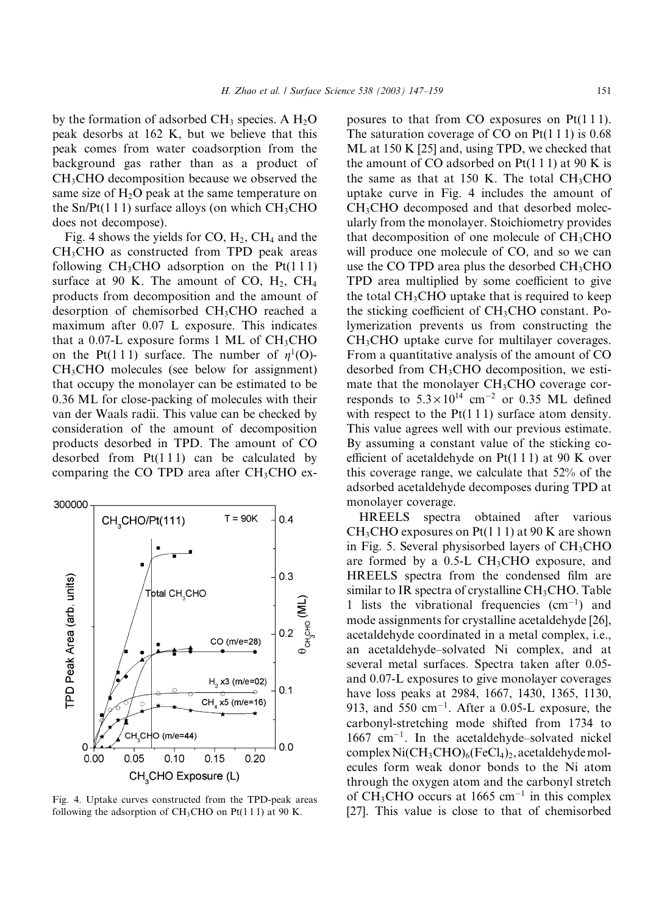by the formation of adsorbed $CH_3$ species. A $H_2O$ peak desorbs at 162 K, but we believe that this peak comes from water coadsorption from the background gas rather than as a product of $CH_3CHO$ decomposition because we observed the same size of $H_2O$ peak at the same temperature on the Sn/Pt(1 1 1) surface alloys (on which $CH_3CHO$ does not decompose).

Fig. 4 shows the yields for CO, $H_2$, $CH_4$ and the $CH_3CHO$ as constructed from TPD peak areas following $CH_3CHO$ adsorption on the Pt(1 1 1) surface at 90 K. The amount of CO, $H_2$, $CH_4$ products from decomposition and the amount of desorption of chemisorbed $CH_3CHO$ reached a maximum after 0.07 L exposure. This indicates that a 0.07-L exposure forms 1 ML of $CH_3CHO$ on the Pt(1 1 1) surface. The number of $\eta^1$(O)-$CH_3CHO$ molecules (see below for assignment) that occupy the monolayer can be estimated to be 0.36 ML for close-packing of molecules with their van der Waals radii. This value can be checked by consideration of the amount of decomposition products desorbed in TPD. The amount of CO desorbed from Pt(1 1 1) can be calculated by comparing the CO TPD area after $CH_3CHO$ exposures to that from CO exposures on Pt(1 1 1). The saturation coverage of CO on Pt(1 1 1) is 0.68 ML at 150 K [25] and, using TPD, we checked that the amount of CO adsorbed on Pt(1 1 1) at 90 K is the same as that at 150 K. The total $CH_3CHO$ uptake curve in Fig. 4 includes the amount of $CH_3CHO$ decomposed and that desorbed molecularly from the monolayer. Stoichiometry provides that decomposition of one molecule of $CH_3CHO$ will produce one molecule of CO, and so we can use the CO TPD area plus the desorbed $CH_3CHO$ TPD area multiplied by some coefficient to give the total $CH_3CHO$ uptake that is required to keep the sticking coefficient of $CH_3CHO$ constant. Polymerization prevents us from constructing the $CH_3CHO$ uptake curve for multilayer coverages. From a quantitative analysis of the amount of CO desorbed from $CH_3CHO$ decomposition, we estimate that the monolayer $CH_3CHO$ coverage corresponds to $5.3\times10^{14}$ cm$^{-2}$ or 0.35 ML defined with respect to the Pt(1 1 1) surface atom density. This value agrees well with our previous estimate. By assuming a constant value of the sticking coefficient of acetaldehyde on Pt(1 1 1) at 90 K over this coverage range, we calculate that 52% of the adsorbed acetaldehyde decomposes during TPD at monolayer coverage.

Fig. 4. Uptake curves constructed from the TPD-peak areas following the adsorption of $CH_3CHO$ on Pt(1 1 1) at 90 K.

HREELS spectra obtained after various $CH_3CHO$ exposures on Pt(1 1 1) at 90 K are shown in Fig. 5. Several physisorbed layers of $CH_3CHO$ are formed by a 0.5-L $CH_3CHO$ exposure, and HREELS spectra from the condensed film are similar to IR spectra of crystalline $CH_3CHO$. Table 1 lists the vibrational frequencies (cm$^{-1}$) and mode assignments for crystalline acetaldehyde [26], acetaldehyde coordinated in a metal complex, i.e., an acetaldehyde–solvated Ni complex, and at several metal surfaces. Spectra taken after 0.05- and 0.07-L exposures to give monolayer coverages have loss peaks at 2984, 1667, 1430, 1365, 1130, 913, and 550 cm$^{-1}$. After a 0.05-L exposure, the carbonyl-stretching mode shifted from 1734 to 1667 cm$^{-1}$. In the acetaldehyde–solvated nickel complex $Ni(CH_3CHO)_6(FeCl_4)_2$, acetaldehyde molecules form weak donor bonds to the Ni atom through the oxygen atom and the carbonyl stretch of $CH_3CHO$ occurs at 1665 cm$^{-1}$ in this complex [27]. This value is close to that of chemisorbed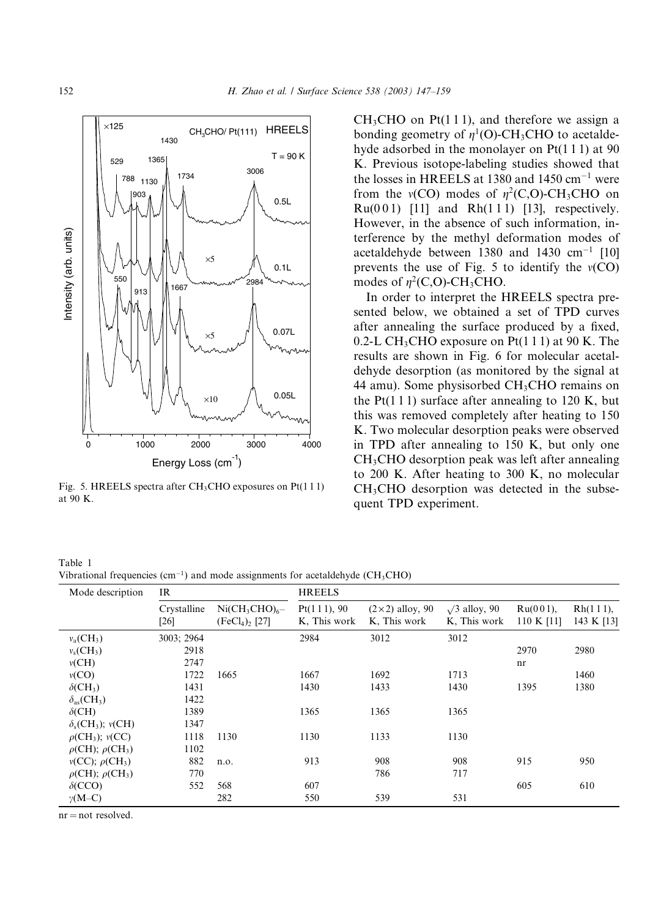Fig. 5. HREELS spectra after $CH_3CHO$ exposures on Pt(1 1 1) at 90 K.

$CH_3CHO$ on Pt(1 1 1), and therefore we assign a bonding geometry of $\eta^1$(O)-$CH_3CHO$ to acetaldehyde adsorbed in the monolayer on Pt(1 1 1) at 90 K. Previous isotope-labeling studies showed that the losses in HREELS at 1380 and 1450 $cm^{-1}$ were from the $\nu$(CO) modes of $\eta^2$(C,O)-$CH_3CHO$ on Ru(0 0 1) [11] and Rh(1 1 1) [13], respectively. However, in the absence of such information, interference by the methyl deformation modes of acetaldehyde between 1380 and 1430 $cm^{-1}$ [10] prevents the use of Fig. 5 to identify the $\nu$(CO) modes of $\eta^2$(C,O)-$CH_3CHO$.

In order to interpret the HREELS spectra presented below, we obtained a set of TPD curves after annealing the surface produced by a fixed, 0.2-L $CH_3CHO$ exposure on Pt(1 1 1) at 90 K. The results are shown in Fig. 6 for molecular acetaldehyde desorption (as monitored by the signal at 44 amu). Some physisorbed $CH_3CHO$ remains on the Pt(1 1 1) surface after annealing to 120 K, but this was removed completely after heating to 150 K. Two molecular desorption peaks were observed in TPD after annealing to 150 K, but only one $CH_3CHO$ desorption peak was left after annealing to 200 K. After heating to 300 K, no molecular $CH_3CHO$ desorption was detected in the subsequent TPD experiment.

Table 1
Vibrational frequencies ($cm^{-1}$) and mode assignments for acetaldehyde ($CH_3CHO$)

| Mode description | IR | | HREELS | | | | |
|---|---|---|---|---|---|---|---|
| | Crystalline [26] | $Ni(CH_3CHO)_6$–$(FeCl_4)_2$ [27] | Pt(1 1 1), 90 K, This work | (2×2) alloy, 90 K, This work | $\sqrt{3}$ alloy, 90 K, This work | Ru(0 0 1), 110 K [11] | Rh(1 1 1), 143 K [13] |
| $\nu_a(CH_3)$ | 3003; 2964 | | 2984 | 3012 | 3012 | | |
| $\nu_s(CH_3)$ | 2918 | | | | | 2970 | 2980 |
| $\nu$(CH) | 2747 | | | | | nr | |
| $\nu$(CO) | 1722 | 1665 | 1667 | 1692 | 1713 | | 1460 |
| $\delta(CH_3)$ | 1431 | | 1430 | 1433 | 1430 | 1395 | 1380 |
| $\delta_{as}(CH_3)$ | 1422 | | | | | | |
| $\delta$(CH) | 1389 | | 1365 | 1365 | 1365 | | |
| $\delta_s(CH_3)$; $\nu$(CH) | 1347 | | | | | | |
| $\rho(CH_3)$; $\nu$(CC) | 1118 | 1130 | 1130 | 1133 | 1130 | | |
| $\rho$(CH); $\rho(CH_3)$ | 1102 | | | | | | |
| $\nu$(CC); $\rho(CH_3)$ | 882 | n.o. | 913 | 908 | 908 | 915 | 950 |
| $\rho$(CH); $\rho(CH_3)$ | 770 | | | 786 | 717 | | |
| $\delta$(CCO) | 552 | 568 | 607 | | | 605 | 610 |
| $\gamma$(M–C) | | 282 | 550 | 539 | 531 | | |

nr = not resolved.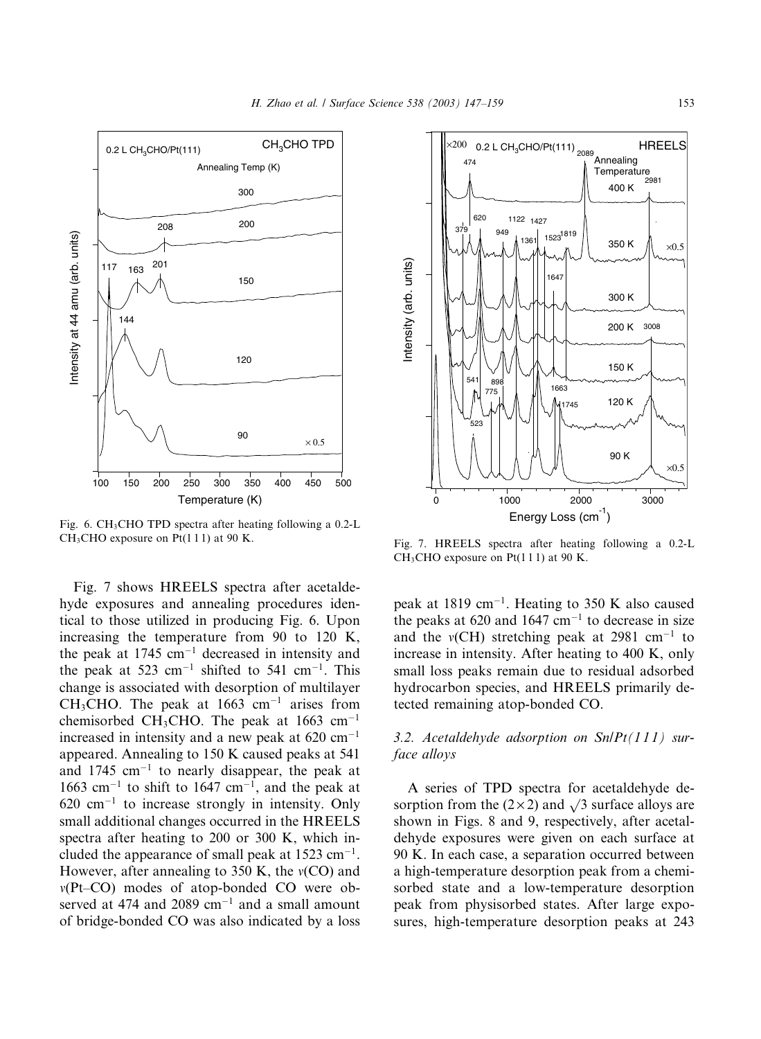Fig. 6. $CH_3CHO$ TPD spectra after heating following a 0.2-L $CH_3CHO$ exposure on Pt(1 1 1) at 90 K.

Fig. 7. HREELS spectra after heating following a 0.2-L $CH_3CHO$ exposure on Pt(1 1 1) at 90 K.

Fig. 7 shows HREELS spectra after acetaldehyde exposures and annealing procedures identical to those utilized in producing Fig. 6. Upon increasing the temperature from 90 to 120 K, the peak at 1745 $cm^{-1}$ decreased in intensity and the peak at 523 $cm^{-1}$ shifted to 541 $cm^{-1}$. This change is associated with desorption of multilayer $CH_3CHO$. The peak at 1663 $cm^{-1}$ arises from chemisorbed $CH_3CHO$. The peak at 1663 $cm^{-1}$ increased in intensity and a new peak at 620 $cm^{-1}$ appeared. Annealing to 150 K caused peaks at 541 and 1745 $cm^{-1}$ to nearly disappear, the peak at 1663 $cm^{-1}$ to shift to 1647 $cm^{-1}$, and the peak at 620 $cm^{-1}$ to increase strongly in intensity. Only small additional changes occurred in the HREELS spectra after heating to 200 or 300 K, which included the appearance of small peak at 1523 $cm^{-1}$. However, after annealing to 350 K, the $\nu$(CO) and $\nu$(Pt–CO) modes of atop-bonded CO were observed at 474 and 2089 $cm^{-1}$ and a small amount of bridge-bonded CO was also indicated by a loss peak at 1819 $cm^{-1}$. Heating to 350 K also caused the peaks at 620 and 1647 $cm^{-1}$ to decrease in size and the $\nu$(CH) stretching peak at 2981 $cm^{-1}$ to increase in intensity. After heating to 400 K, only small loss peaks remain due to residual adsorbed hydrocarbon species, and HREELS primarily detected remaining atop-bonded CO.

### 3.2. Acetaldehyde adsorption on Sn/Pt(111) surface alloys

A series of TPD spectra for acetaldehyde desorption from the (2×2) and $\sqrt{3}$ surface alloys are shown in Figs. 8 and 9, respectively, after acetaldehyde exposures were given on each surface at 90 K. In each case, a separation occurred between a high-temperature desorption peak from a chemisorbed state and a low-temperature desorption peak from physisorbed states. After large exposures, high-temperature desorption peaks at 243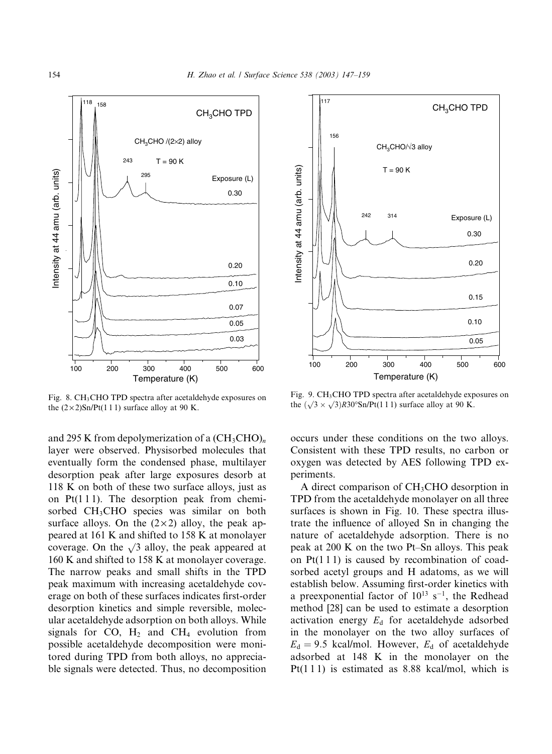Fig. 8. $CH_3CHO$ TPD spectra after acetaldehyde exposures on the $(2\times2)$Sn/Pt(1 1 1) surface alloy at 90 K.

Fig. 9. $CH_3CHO$ TPD spectra after acetaldehyde exposures on the $(\sqrt{3}\times\sqrt{3})R30°$Sn/Pt(1 1 1) surface alloy at 90 K.

and 295 K from depolymerization of a $(CH_3CHO)_n$ layer were observed. Physisorbed molecules that eventually form the condensed phase, multilayer desorption peak after large exposures desorb at 118 K on both of these two surface alloys, just as on Pt(1 1 1). The desorption peak from chemisorbed $CH_3CHO$ species was similar on both surface alloys. On the $(2\times2)$ alloy, the peak appeared at 161 K and shifted to 158 K at monolayer coverage. On the $\sqrt{3}$ alloy, the peak appeared at 160 K and shifted to 158 K at monolayer coverage. The narrow peaks and small shifts in the TPD peak maximum with increasing acetaldehyde coverage on both of these surfaces indicates first-order desorption kinetics and simple reversible, molecular acetaldehyde adsorption on both alloys. While signals for CO, $H_2$ and $CH_4$ evolution from possible acetaldehyde decomposition were monitored during TPD from both alloys, no appreciable signals were detected. Thus, no decomposition occurs under these conditions on the two alloys. Consistent with these TPD results, no carbon or oxygen was detected by AES following TPD experiments.

A direct comparison of $CH_3CHO$ desorption in TPD from the acetaldehyde monolayer on all three surfaces is shown in Fig. 10. These spectra illustrate the influence of alloyed Sn in changing the nature of acetaldehyde adsorption. There is no peak at 200 K on the two Pt–Sn alloys. This peak on Pt(1 1 1) is caused by recombination of coadsorbed acetyl groups and H adatoms, as we will establish below. Assuming first-order kinetics with a preexponential factor of $10^{13}$ $s^{-1}$, the Redhead method [28] can be used to estimate a desorption activation energy $E_d$ for acetaldehyde adsorbed in the monolayer on the two alloy surfaces of $E_d = 9.5$ kcal/mol. However, $E_d$ of acetaldehyde adsorbed at 148 K in the monolayer on the Pt(1 1 1) is estimated as 8.88 kcal/mol, which is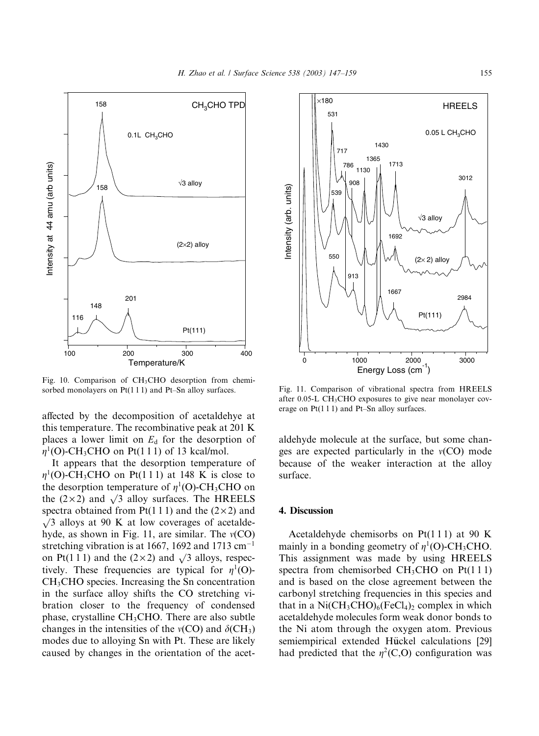Fig. 10. Comparison of $CH_3CHO$ desorption from chemisorbed monolayers on Pt(1 1 1) and Pt–Sn alloy surfaces.

Fig. 11. Comparison of vibrational spectra from HREELS after 0.05-L $CH_3CHO$ exposures to give near monolayer coverage on Pt(1 1 1) and Pt–Sn alloy surfaces.

affected by the decomposition of acetaldehye at this temperature. The recombinative peak at 201 K places a lower limit on $E_d$ for the desorption of $\eta^1$(O)-$CH_3CHO$ on Pt(1 1 1) of 13 kcal/mol.

It appears that the desorption temperature of $\eta^1$(O)-$CH_3CHO$ on Pt(1 1 1) at 148 K is close to the desorption temperature of $\eta^1$(O)-$CH_3CHO$ on the (2×2) and $\sqrt{3}$ alloy surfaces. The HREELS spectra obtained from Pt(1 1 1) and the (2×2) and $\sqrt{3}$ alloys at 90 K at low coverages of acetaldehyde, as shown in Fig. 11, are similar. The $\nu$(CO) stretching vibration is at 1667, 1692 and 1713 $cm^{-1}$ on Pt(1 1 1) and the (2×2) and $\sqrt{3}$ alloys, respectively. These frequencies are typical for $\eta^1$(O)-$CH_3CHO$ species. Increasing the Sn concentration in the surface alloy shifts the CO stretching vibration closer to the frequency of condensed phase, crystalline $CH_3CHO$. There are also subtle changes in the intensities of the $\nu$(CO) and $\delta(CH_3)$ modes due to alloying Sn with Pt. These are likely caused by changes in the orientation of the acetaldehyde molecule at the surface, but some changes are expected particularly in the $\nu$(CO) mode because of the weaker interaction at the alloy surface.

## 4. Discussion

Acetaldehyde chemisorbs on Pt(1 1 1) at 90 K mainly in a bonding geometry of $\eta^1$(O)-$CH_3CHO$. This assignment was made by using HREELS spectra from chemisorbed $CH_3CHO$ on Pt(1 1 1) and is based on the close agreement between the carbonyl stretching frequencies in this species and that in a $Ni(CH_3CHO)_6(FeCl_4)_2$ complex in which acetaldehyde molecules form weak donor bonds to the Ni atom through the oxygen atom. Previous semiempirical extended Hückel calculations [29] had predicted that the $\eta^2$(C,O) configuration was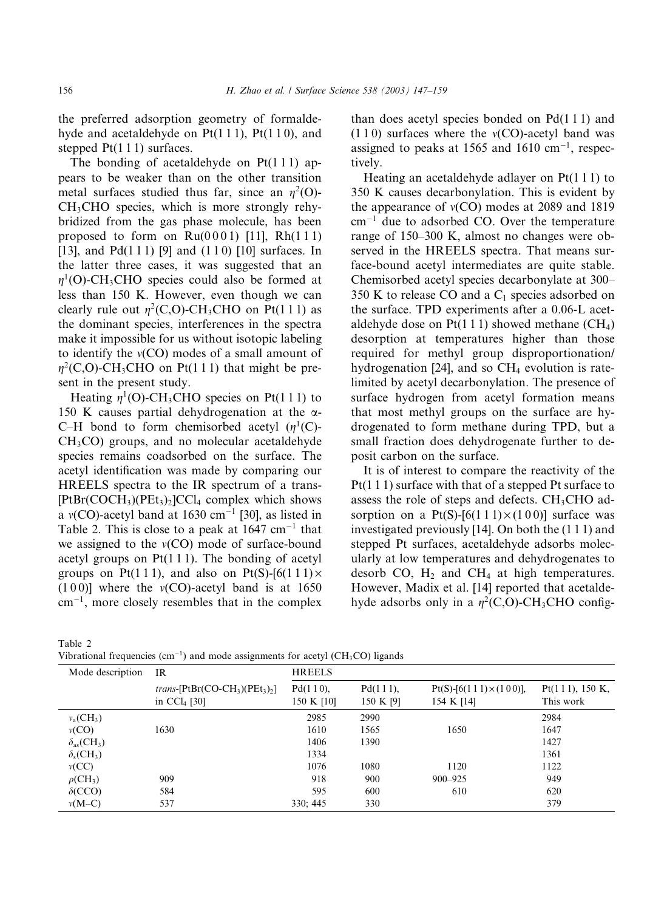the preferred adsorption geometry of formaldehyde and acetaldehyde on Pt(1 1 1), Pt(1 1 0), and stepped Pt(1 1 1) surfaces.

The bonding of acetaldehyde on Pt(1 1 1) appears to be weaker than on the other transition metal surfaces studied thus far, since an $\eta^2$(O)-$CH_3CHO$ species, which is more strongly rehybridized from the gas phase molecule, has been proposed to form on Ru(0 0 0 1) [11], Rh(1 1 1) [13], and Pd(1 1 1) [9] and (1 1 0) [10] surfaces. In the latter three cases, it was suggested that an $\eta^1$(O)-$CH_3CHO$ species could also be formed at less than 150 K. However, even though we can clearly rule out $\eta^2$(C,O)-$CH_3CHO$ on Pt(1 1 1) as the dominant species, interferences in the spectra make it impossible for us without isotopic labeling to identify the $\nu$(CO) modes of a small amount of $\eta^2$(C,O)-$CH_3CHO$ on Pt(1 1 1) that might be present in the present study.

Heating $\eta^1$(O)-$CH_3CHO$ species on Pt(1 1 1) to 150 K causes partial dehydrogenation at the α-C–H bond to form chemisorbed acetyl ($\eta^1$(C)-$CH_3CO$) groups, and no molecular acetaldehyde species remains coadsorbed on the surface. The acetyl identification was made by comparing our HREELS spectra to the IR spectrum of a trans-$[PtBr(COCH_3)(PEt_3)_2]CCl_4$ complex which shows a $\nu$(CO)-acetyl band at 1630 $cm^{-1}$ [30], as listed in Table 2. This is close to a peak at 1647 $cm^{-1}$ that we assigned to the $\nu$(CO) mode of surface-bound acetyl groups on Pt(1 1 1). The bonding of acetyl groups on Pt(1 1 1), and also on Pt(S)-[6(1 1 1) × (1 0 0)] where the $\nu$(CO)-acetyl band is at 1650 $cm^{-1}$, more closely resembles that in the complex than does acetyl species bonded on Pd(1 1 1) and (1 1 0) surfaces where the $\nu$(CO)-acetyl band was assigned to peaks at 1565 and 1610 $cm^{-1}$, respectively.

Heating an acetaldehyde adlayer on Pt(1 1 1) to 350 K causes decarbonylation. This is evident by the appearance of $\nu$(CO) modes at 2089 and 1819 $cm^{-1}$ due to adsorbed CO. Over the temperature range of 150–300 K, almost no changes were observed in the HREELS spectra. That means surface-bound acetyl intermediates are quite stable. Chemisorbed acetyl species decarbonylate at 300–350 K to release CO and a $C_1$ species adsorbed on the surface. TPD experiments after a 0.06-L acetaldehyde dose on Pt(1 1 1) showed methane ($CH_4$) desorption at temperatures higher than those required for methyl group disproportionation/hydrogenation [24], and so $CH_4$ evolution is rate-limited by acetyl decarbonylation. The presence of surface hydrogen from acetyl formation means that most methyl groups on the surface are hydrogenated to form methane during TPD, but a small fraction does dehydrogenate further to deposit carbon on the surface.

It is of interest to compare the reactivity of the Pt(1 1 1) surface with that of a stepped Pt surface to assess the role of steps and defects. $CH_3CHO$ adsorption on a Pt(S)-[6(1 1 1) × (1 0 0)] surface was investigated previously [14]. On both the (1 1 1) and stepped Pt surfaces, acetaldehyde adsorbs molecularly at low temperatures and dehydrogenates to desorb CO, $H_2$ and $CH_4$ at high temperatures. However, Madix et al. [14] reported that acetaldehyde adsorbs only in a $\eta^2$(C,O)-$CH_3CHO$ config-

Table 2
Vibrational frequencies ($cm^{-1}$) and mode assignments for acetyl ($CH_3CO$) ligands

| Mode description | IR | HREELS | | | |
|---|---|---|---|---|---|
| | *trans*-$[PtBr(CO\text{-}CH_3)(PEt_3)_2]$ in $CCl_4$ [30] | Pd(1 1 0), 150 K [10] | Pd(1 1 1), 150 K [9] | Pt(S)-[6(1 1 1) × (1 0 0)], 154 K [14] | Pt(1 1 1), 150 K, This work |
| $\nu_a(CH_3)$ | | 2985 | 2990 | | 2984 |
| $\nu$(CO) | 1630 | 1610 | 1565 | 1650 | 1647 |
| $\delta_{as}(CH_3)$ | | 1406 | 1390 | | 1427 |
| $\delta_s(CH_3)$ | | 1334 | | | 1361 |
| $\nu$(CC) | | 1076 | 1080 | 1120 | 1122 |
| $\rho(CH_3)$ | 909 | 918 | 900 | 900–925 | 949 |
| $\delta$(CCO) | 584 | 595 | 600 | 610 | 620 |
| $\nu$(M–C) | 537 | 330; 445 | 330 | | 379 |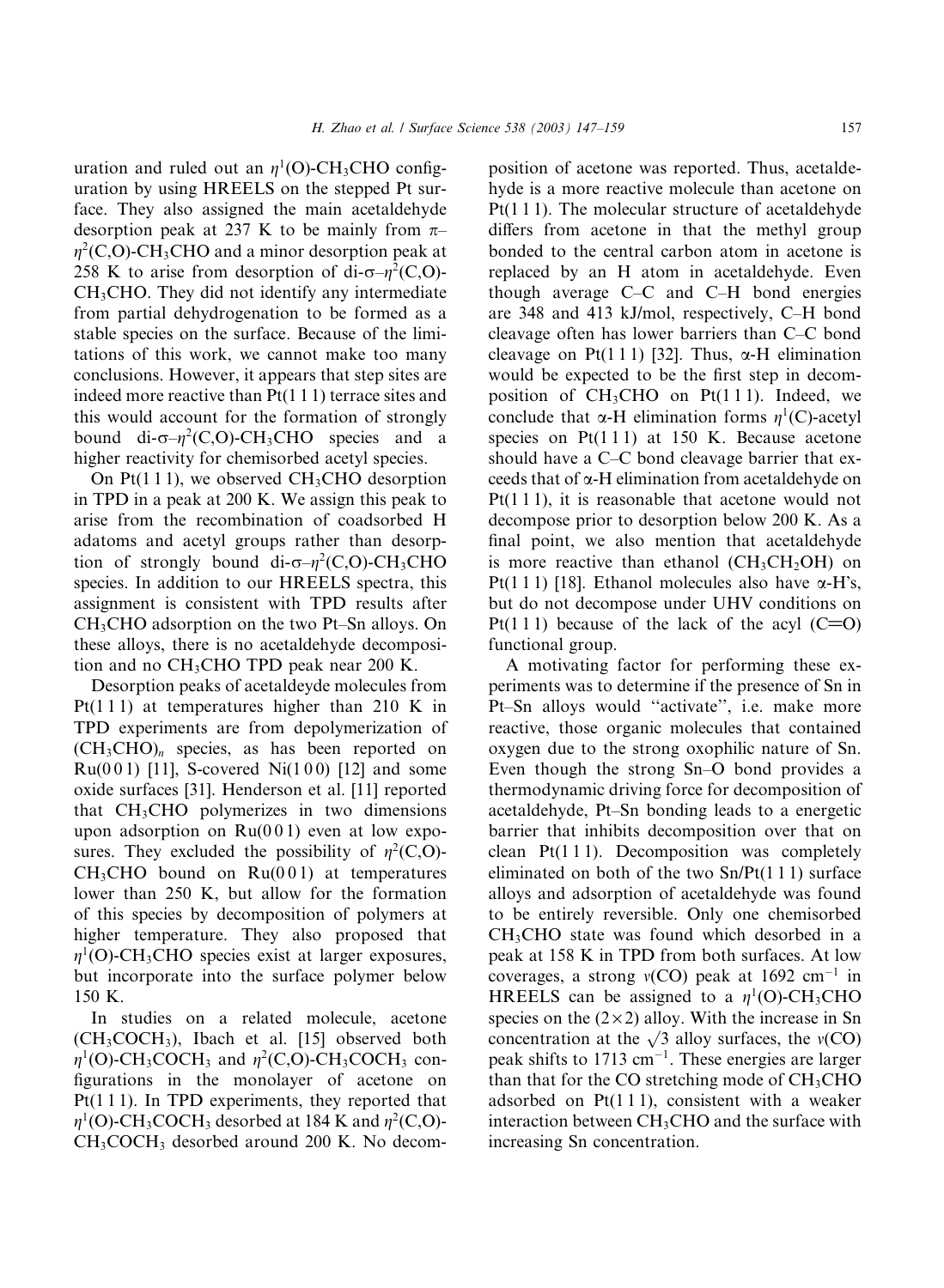uration and ruled out an $\eta^1$(O)-$CH_3CHO$ configuration by using HREELS on the stepped Pt surface. They also assigned the main acetaldehyde desorption peak at 237 K to be mainly from $\pi$–$\eta^2$(C,O)-$CH_3CHO$ and a minor desorption peak at 258 K to arise from desorption of di-$\sigma$–$\eta^2$(C,O)-$CH_3CHO$. They did not identify any intermediate from partial dehydrogenation to be formed as a stable species on the surface. Because of the limitations of this work, we cannot make too many conclusions. However, it appears that step sites are indeed more reactive than Pt(1 1 1) terrace sites and this would account for the formation of strongly bound di-$\sigma$–$\eta^2$(C,O)-$CH_3CHO$ species and a higher reactivity for chemisorbed acetyl species.

On Pt(1 1 1), we observed $CH_3CHO$ desorption in TPD in a peak at 200 K. We assign this peak to arise from the recombination of coadsorbed H adatoms and acetyl groups rather than desorption of strongly bound di-$\sigma$–$\eta^2$(C,O)-$CH_3CHO$ species. In addition to our HREELS spectra, this assignment is consistent with TPD results after $CH_3CHO$ adsorption on the two Pt–Sn alloys. On these alloys, there is no acetaldehyde decomposition and no $CH_3CHO$ TPD peak near 200 K.

Desorption peaks of acetaldeyde molecules from Pt(1 1 1) at temperatures higher than 210 K in TPD experiments are from depolymerization of $(CH_3CHO)_n$ species, as has been reported on Ru(0 0 1) [11], S-covered Ni(1 0 0) [12] and some oxide surfaces [31]. Henderson et al. [11] reported that $CH_3CHO$ polymerizes in two dimensions upon adsorption on Ru(0 0 1) even at low exposures. They excluded the possibility of $\eta^2$(C,O)-$CH_3CHO$ bound on Ru(0 0 1) at temperatures lower than 250 K, but allow for the formation of this species by decomposition of polymers at higher temperature. They also proposed that $\eta^1$(O)-$CH_3CHO$ species exist at larger exposures, but incorporate into the surface polymer below 150 K.

In studies on a related molecule, acetone ($CH_3COCH_3$), Ibach et al. [15] observed both $\eta^1$(O)-$CH_3COCH_3$ and $\eta^2$(C,O)-$CH_3COCH_3$ configurations in the monolayer of acetone on Pt(1 1 1). In TPD experiments, they reported that $\eta^1$(O)-$CH_3COCH_3$ desorbed at 184 K and $\eta^2$(C,O)-$CH_3COCH_3$ desorbed around 200 K. No decomposition of acetone was reported. Thus, acetaldehyde is a more reactive molecule than acetone on Pt(1 1 1). The molecular structure of acetaldehyde differs from acetone in that the methyl group bonded to the central carbon atom in acetone is replaced by an H atom in acetaldehyde. Even though average C–C and C–H bond energies are 348 and 413 kJ/mol, respectively, C–H bond cleavage often has lower barriers than C–C bond cleavage on Pt(1 1 1) [32]. Thus, $\alpha$-H elimination would be expected to be the first step in decomposition of $CH_3CHO$ on Pt(1 1 1). Indeed, we conclude that $\alpha$-H elimination forms $\eta^1$(C)-acetyl species on Pt(1 1 1) at 150 K. Because acetone should have a C–C bond cleavage barrier that exceeds that of $\alpha$-H elimination from acetaldehyde on Pt(1 1 1), it is reasonable that acetone would not decompose prior to desorption below 200 K. As a final point, we also mention that acetaldehyde is more reactive than ethanol ($CH_3CH_2OH$) on Pt(1 1 1) [18]. Ethanol molecules also have $\alpha$-H's, but do not decompose under UHV conditions on Pt(1 1 1) because of the lack of the acyl (C=O) functional group.

A motivating factor for performing these experiments was to determine if the presence of Sn in Pt–Sn alloys would "activate", i.e. make more reactive, those organic molecules that contained oxygen due to the strong oxophilic nature of Sn. Even though the strong Sn–O bond provides a thermodynamic driving force for decomposition of acetaldehyde, Pt–Sn bonding leads to a energetic barrier that inhibits decomposition over that on clean Pt(1 1 1). Decomposition was completely eliminated on both of the two Sn/Pt(1 1 1) surface alloys and adsorption of acetaldehyde was found to be entirely reversible. Only one chemisorbed $CH_3CHO$ state was found which desorbed in a peak at 158 K in TPD from both surfaces. At low coverages, a strong $\nu$(CO) peak at 1692 cm$^{-1}$ in HREELS can be assigned to a $\eta^1$(O)-$CH_3CHO$ species on the $(2\times2)$ alloy. With the increase in Sn concentration at the $\sqrt{3}$ alloy surfaces, the $\nu$(CO) peak shifts to 1713 cm$^{-1}$. These energies are larger than that for the CO stretching mode of $CH_3CHO$ adsorbed on Pt(1 1 1), consistent with a weaker interaction between $CH_3CHO$ and the surface with increasing Sn concentration.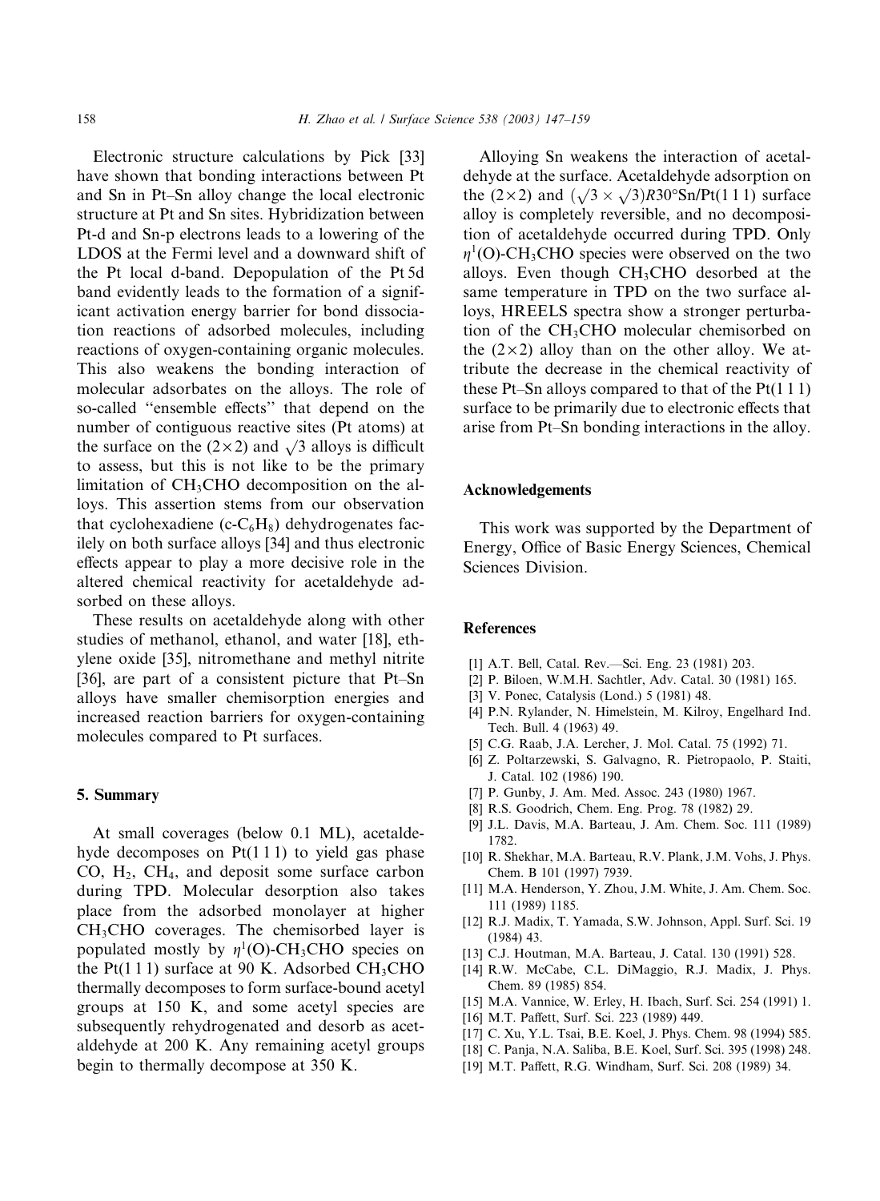Electronic structure calculations by Pick [33] have shown that bonding interactions between Pt and Sn in Pt–Sn alloy change the local electronic structure at Pt and Sn sites. Hybridization between Pt-d and Sn-p electrons leads to a lowering of the LDOS at the Fermi level and a downward shift of the Pt local d-band. Depopulation of the Pt 5d band evidently leads to the formation of a significant activation energy barrier for bond dissociation reactions of adsorbed molecules, including reactions of oxygen-containing organic molecules. This also weakens the bonding interaction of molecular adsorbates on the alloys. The role of so-called "ensemble effects" that depend on the number of contiguous reactive sites (Pt atoms) at the surface on the $(2\times2)$ and $\sqrt{3}$ alloys is difficult to assess, but this is not like to be the primary limitation of $CH_3CHO$ decomposition on the alloys. This assertion stems from our observation that cyclohexadiene (c-$C_6H_8$) dehydrogenates facilely on both surface alloys [34] and thus electronic effects appear to play a more decisive role in the altered chemical reactivity for acetaldehyde adsorbed on these alloys.

These results on acetaldehyde along with other studies of methanol, ethanol, and water [18], ethylene oxide [35], nitromethane and methyl nitrite [36], are part of a consistent picture that Pt–Sn alloys have smaller chemisorption energies and increased reaction barriers for oxygen-containing molecules compared to Pt surfaces.

## 5. Summary

At small coverages (below 0.1 ML), acetaldehyde decomposes on Pt(1 1 1) to yield gas phase CO, $H_2$, $CH_4$, and deposit some surface carbon during TPD. Molecular desorption also takes place from the adsorbed monolayer at higher $CH_3CHO$ coverages. The chemisorbed layer is populated mostly by $\eta^1$(O)-$CH_3CHO$ species on the Pt(1 1 1) surface at 90 K. Adsorbed $CH_3CHO$ thermally decomposes to form surface-bound acetyl groups at 150 K, and some acetyl species are subsequently rehydrogenated and desorb as acetaldehyde at 200 K. Any remaining acetyl groups begin to thermally decompose at 350 K.

Alloying Sn weakens the interaction of acetaldehyde at the surface. Acetaldehyde adsorption on the $(2\times2)$ and $(\sqrt{3}\times\sqrt{3})R30°$Sn/Pt(1 1 1) surface alloy is completely reversible, and no decomposition of acetaldehyde occurred during TPD. Only $\eta^1$(O)-$CH_3CHO$ species were observed on the two alloys. Even though $CH_3CHO$ desorbed at the same temperature in TPD on the two surface alloys, HREELS spectra show a stronger perturbation of the $CH_3CHO$ molecular chemisorbed on the $(2\times2)$ alloy than on the other alloy. We attribute the decrease in the chemical reactivity of these Pt–Sn alloys compared to that of the Pt(1 1 1) surface to be primarily due to electronic effects that arise from Pt–Sn bonding interactions in the alloy.

## Acknowledgements

This work was supported by the Department of Energy, Office of Basic Energy Sciences, Chemical Sciences Division.

## References

[1] A.T. Bell, Catal. Rev.—Sci. Eng. 23 (1981) 203.
[2] P. Biloen, W.M.H. Sachtler, Adv. Catal. 30 (1981) 165.
[3] V. Ponec, Catalysis (Lond.) 5 (1981) 48.
[4] P.N. Rylander, N. Himelstein, M. Kilroy, Engelhard Ind. Tech. Bull. 4 (1963) 49.
[5] C.G. Raab, J.A. Lercher, J. Mol. Catal. 75 (1992) 71.
[6] Z. Poltarzewski, S. Galvagno, R. Pietropaolo, P. Staiti, J. Catal. 102 (1986) 190.
[7] P. Gunby, J. Am. Med. Assoc. 243 (1980) 1967.
[8] R.S. Goodrich, Chem. Eng. Prog. 78 (1982) 29.
[9] J.L. Davis, M.A. Barteau, J. Am. Chem. Soc. 111 (1989) 1782.
[10] R. Shekhar, M.A. Barteau, R.V. Plank, J.M. Vohs, J. Phys. Chem. B 101 (1997) 7939.
[11] M.A. Henderson, Y. Zhou, J.M. White, J. Am. Chem. Soc. 111 (1989) 1185.
[12] R.J. Madix, T. Yamada, S.W. Johnson, Appl. Surf. Sci. 19 (1984) 43.
[13] C.J. Houtman, M.A. Barteau, J. Catal. 130 (1991) 528.
[14] R.W. McCabe, C.L. DiMaggio, R.J. Madix, J. Phys. Chem. 89 (1985) 854.
[15] M.A. Vannice, W. Erley, H. Ibach, Surf. Sci. 254 (1991) 1.
[16] M.T. Paffett, Surf. Sci. 223 (1989) 449.
[17] C. Xu, Y.L. Tsai, B.E. Koel, J. Phys. Chem. 98 (1994) 585.
[18] C. Panja, N.A. Saliba, B.E. Koel, Surf. Sci. 395 (1998) 248.
[19] M.T. Paffett, R.G. Windham, Surf. Sci. 208 (1989) 34.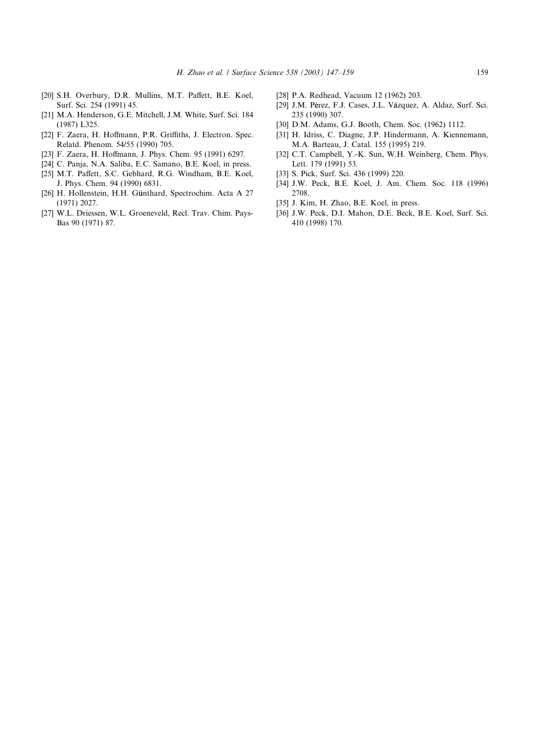[20] S.H. Overbury, D.R. Mullins, M.T. Paffett, B.E. Koel, Surf. Sci. 254 (1991) 45.

[21] M.A. Henderson, G.E. Mitchell, J.M. White, Surf. Sci. 184 (1987) L325.

[22] F. Zaera, H. Hoffmann, P.R. Griffiths, J. Electron. Spec. Relatd. Phenom. 54/55 (1990) 705.

[23] F. Zaera, H. Hoffmann, J. Phys. Chem. 95 (1991) 6297.

[24] C. Panja, N.A. Saliba, E.C. Samano, B.E. Koel, in press.

[25] M.T. Paffett, S.C. Gebhard, R.G. Windham, B.E. Koel, J. Phys. Chem. 94 (1990) 6831.

[26] H. Hollenstein, H.H. Günthard, Spectrochim. Acta A 27 (1971) 2027.

[27] W.L. Driessen, W.L. Groeneveld, Recl. Trav. Chim. Pays-Bas 90 (1971) 87.

[28] P.A. Redhead, Vacuum 12 (1962) 203.

[29] J.M. Pérez, F.J. Cases, J.L. Vázquez, A. Aldaz, Surf. Sci. 235 (1990) 307.

[30] D.M. Adams, G.J. Booth, Chem. Soc. (1962) 1112.

[31] H. Idriss, C. Diagne, J.P. Hindermann, A. Kiennemann, M.A. Barteau, J. Catal. 155 (1995) 219.

[32] C.T. Campbell, Y.-K. Sun, W.H. Weinberg, Chem. Phys. Lett. 179 (1991) 53.

[33] S. Pick, Surf. Sci. 436 (1999) 220.

[34] J.W. Peck, B.E. Koel, J. Am. Chem. Soc. 118 (1996) 2708.

[35] J. Kim, H. Zhao, B.E. Koel, in press.

[36] J.W. Peck, D.I. Mahon, D.E. Beck, B.E. Koel, Surf. Sci. 410 (1998) 170.